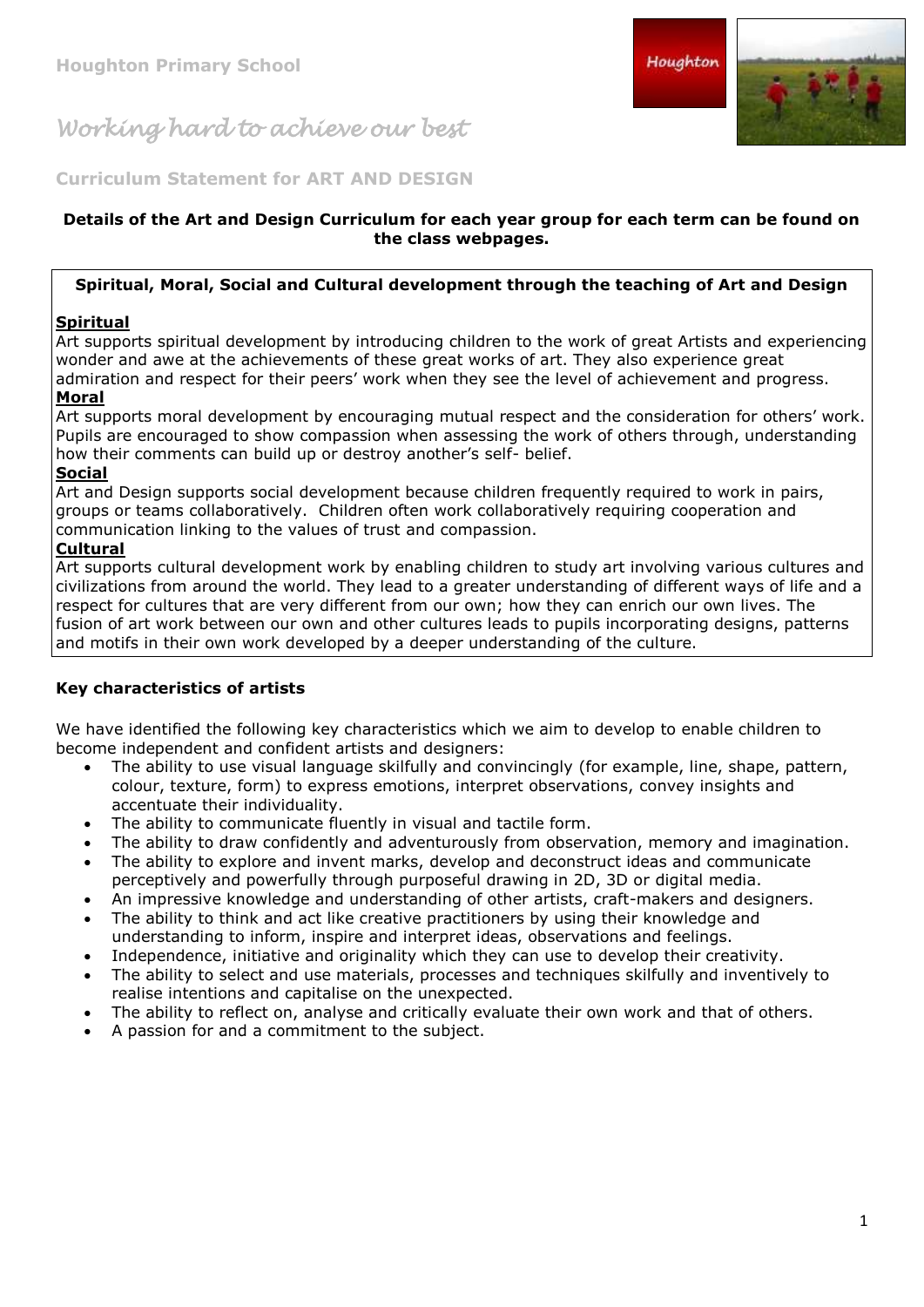# Houghton Primary School

*Working hard to achieve our best*

## Curriculum Statement for ART AND DESIGN

**Details of the Art and Design Curriculum for each year group for each term can be found on the class webpages.**

### Spiritual, Moral, Social and Cultural development through the teaching of Art and Design

**Spiritual**

Art supports spiritual development by introducing children to the work of great Artists and experiencing wonder and awe at the achievements of these great works of art. They also experience great admiration and respect for their peers' work when they see the level of achievement and progress.

**Moral**

Art supports moral development by encouraging mutual respect and the consideration for others' work. Pupils are encouraged to show compassion when assessing the work of others through, understanding how their comments can build up or destroy another's self- belief.

**Social**

Art and Design supports social development because children frequently required to work in pairs, groups or teams collaboratively. Children often work collaboratively requiring cooperation and communication linking to the values of trust and compassion.

**Cultural**

Art supports cultural development work by enabling children to study art involving various cultures and civilizations from around the world. They lead to a greater understanding of different ways of life and a respect for cultures that are very different from our own; how they can enrich our own lives. The fusion of art work between our own and other cultures leads to pupils incorporating designs, patterns and motifs in their own work developed by a deeper understanding of the culture.

### Key characteristics of artists

We have identified the following key characteristics which we aim to develop to enable children to become independent and confident artists and designers:

- The ability to use visual language skilfully and convincingly (for example, line, shape, pattern, colour, texture, form) to express emotions, interpret observations, convey insights and accentuate their individuality.
- The ability to communicate fluently in visual and tactile form.
- The ability to draw confidently and adventurously from observation, memory and imagination.
- The ability to explore and invent marks, develop and deconstruct ideas and communicate perceptively and powerfully through purposeful drawing in 2D, 3D or digital media.
- An impressive knowledge and understanding of other artists, craft-makers and designers.
- The ability to think and act like creative practitioners by using their knowledge and understanding to inform, inspire and interpret ideas, observations and feelings.
- Independence, initiative and originality which they can use to develop their creativity.
- The ability to select and use materials, processes and techniques skilfully and inventively to realise intentions and capitalise on the unexpected.
- The ability to reflect on, analyse and critically evaluate their own work and that of others.
- A passion for and a commitment to the subject.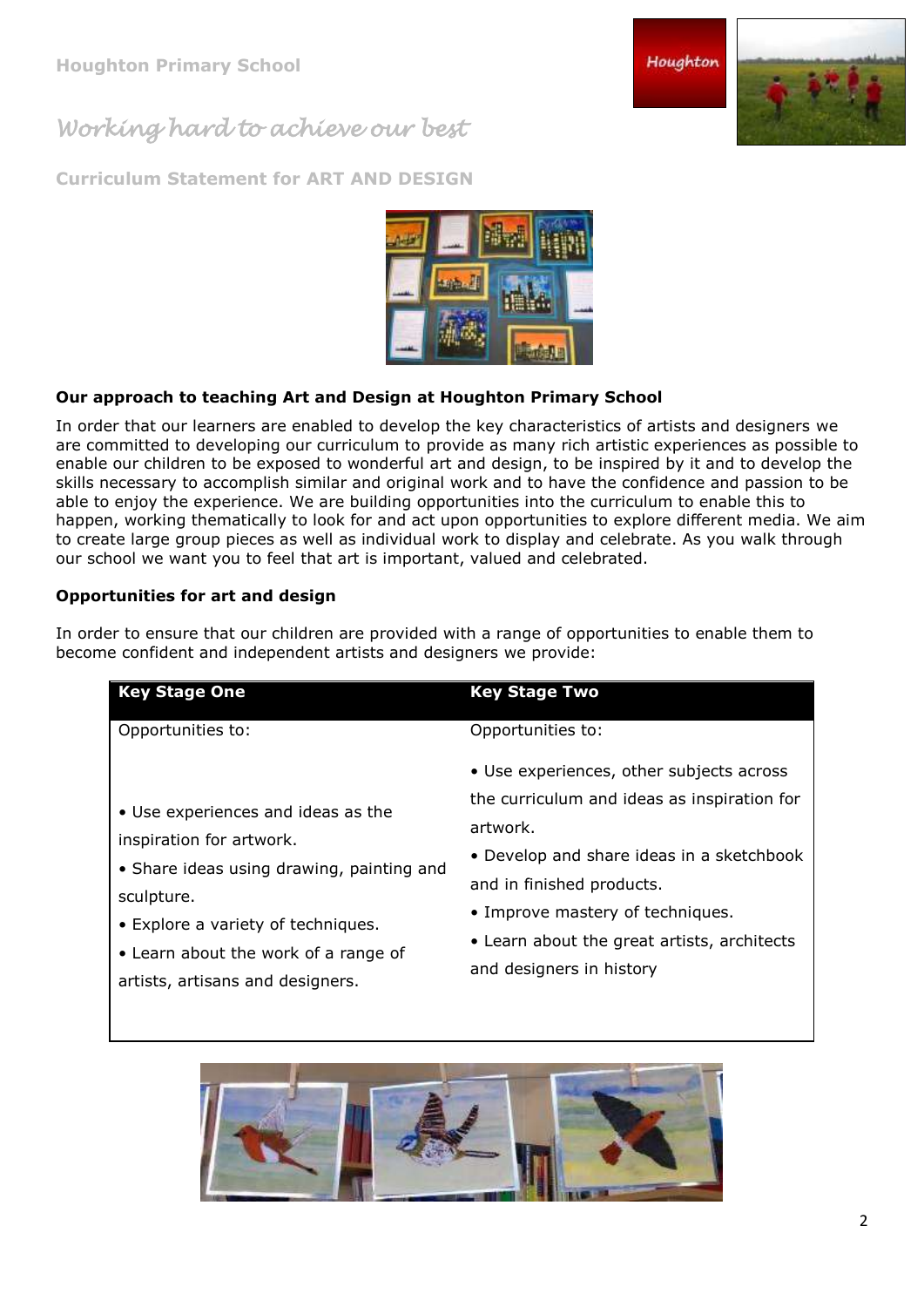Houghton Primary School

*Working hard to achieve our best*

## Curriculum Statement for ART AND DESIGN

### Our approach to teaching Art and Design at Houghton Primary School

In order that our learners are enabled to develop the key characteristics of artists and designers we are committed to developing our curriculum to provide as many rich artistic experiences as possible to enable our children to be exposed to wonderful art and design, to be inspired by it and to develop the skills necessary to accomplish similar and original work and to have the confidence and passion to be able to enjoy the experience. We are building opportunities into the curriculum to enable this to happen, working thematically to look for and act upon opportunities to explore different media. We aim to create large group pieces as well as individual work to display and celebrate. As you walk through our school we want you to feel that art is important, valued and celebrated.

### Opportunities for art and design

In order to ensure that our children are provided with a range of opportunities to enable them to become confident and independent artists and designers we provide:

| Key Stage One | Key Stage Two |
|---|---|
| Opportunities to: | Opportunities to: |
| • Use experiences and ideas as the inspiration for artwork.<br>• Share ideas using drawing, painting and sculpture.<br>• Explore a variety of techniques.<br>• Learn about the work of a range of artists, artisans and designers. | • Use experiences, other subjects across the curriculum and ideas as inspiration for artwork.<br>• Develop and share ideas in a sketchbook and in finished products.<br>• Improve mastery of techniques.<br>• Learn about the great artists, architects and designers in history |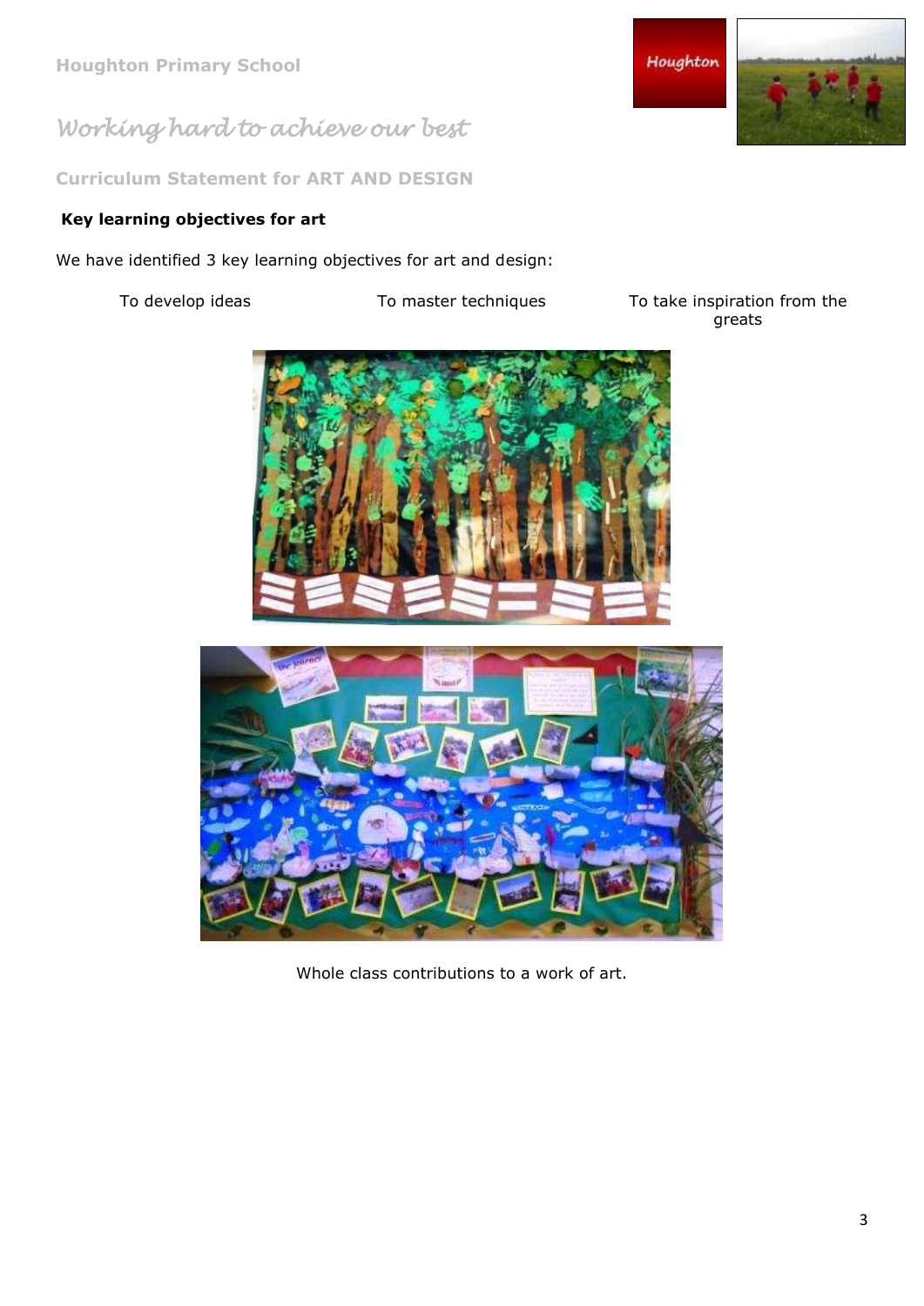Houghton Primary School

*Working hard to achieve our best*

## Curriculum Statement for ART AND DESIGN

**Key learning objectives for art**

We have identified 3 key learning objectives for art and design:

- To develop ideas
- To master techniques
- To take inspiration from the greats

Whole class contributions to a work of art.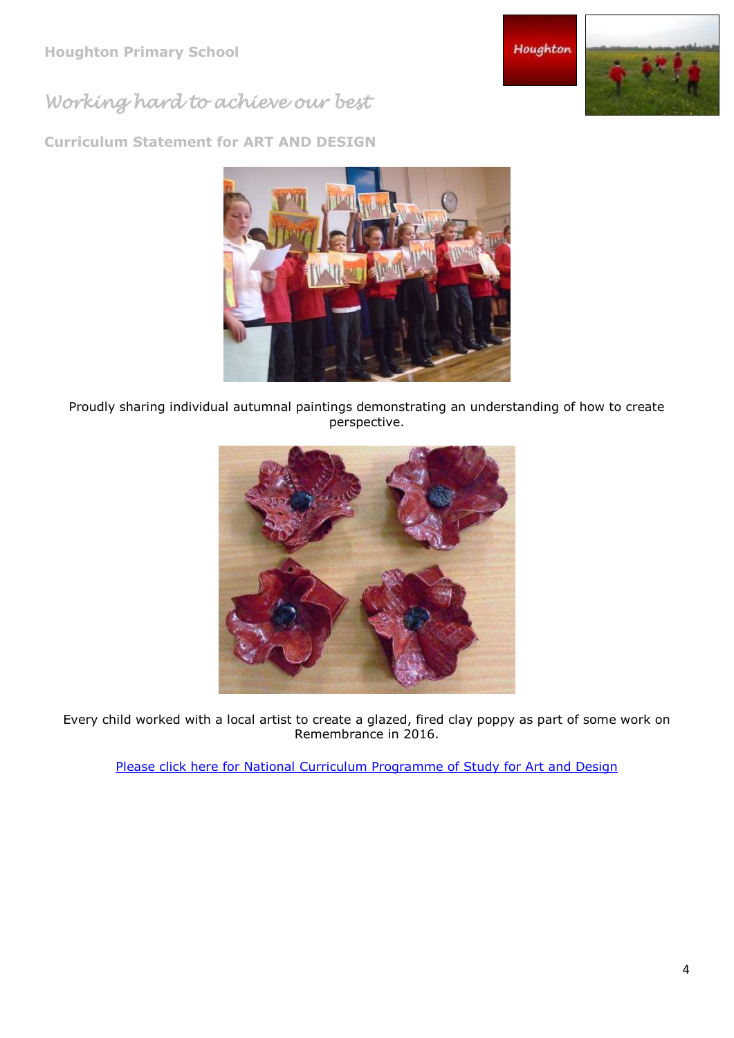Houghton Primary School

*Working hard to achieve our best*

Curriculum Statement for ART AND DESIGN

Proudly sharing individual autumnal paintings demonstrating an understanding of how to create perspective.

Every child worked with a local artist to create a glazed, fired clay poppy as part of some work on Remembrance in 2016.

Please click here for National Curriculum Programme of Study for Art and Design